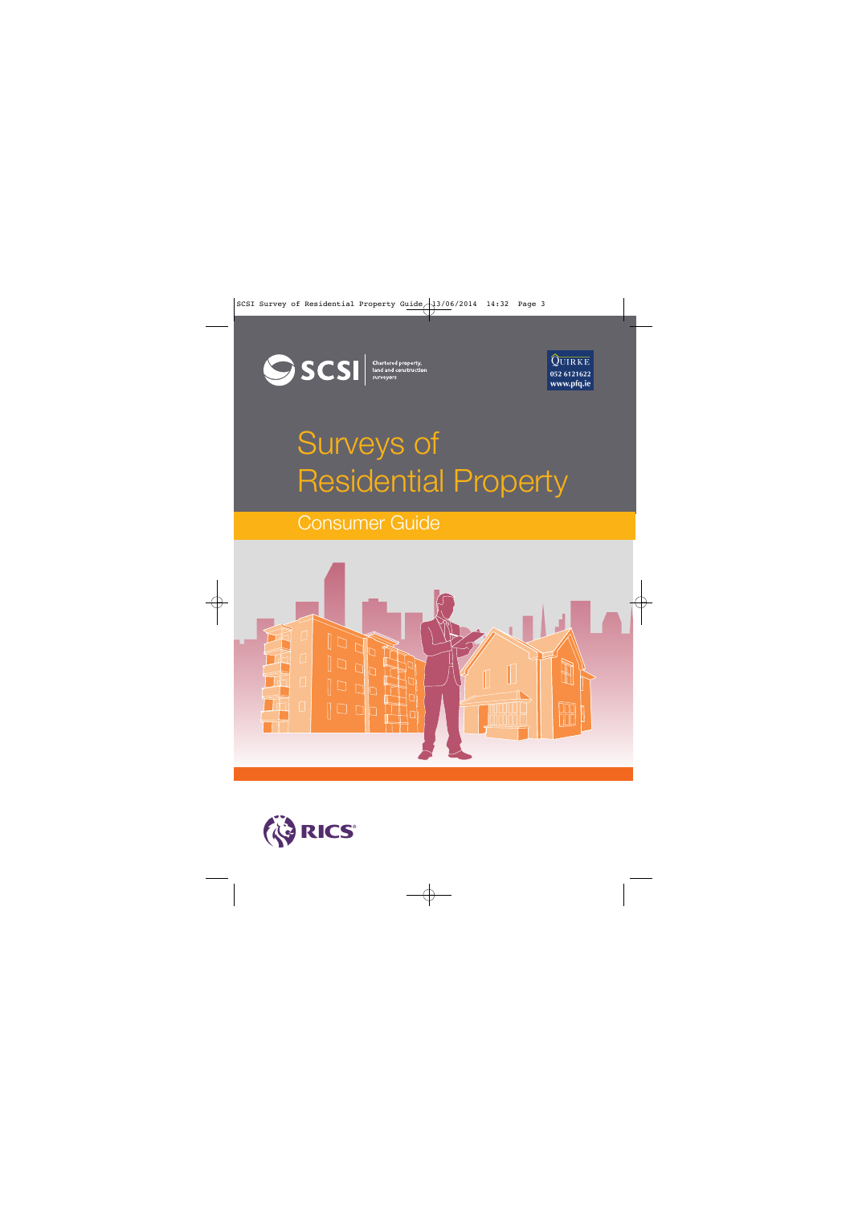SCSI Chartered property, land and construction surveyors

QUIRKE
052 6121622
www.pfq.ie

# Surveys of Residential Property

## Consumer Guide

RICS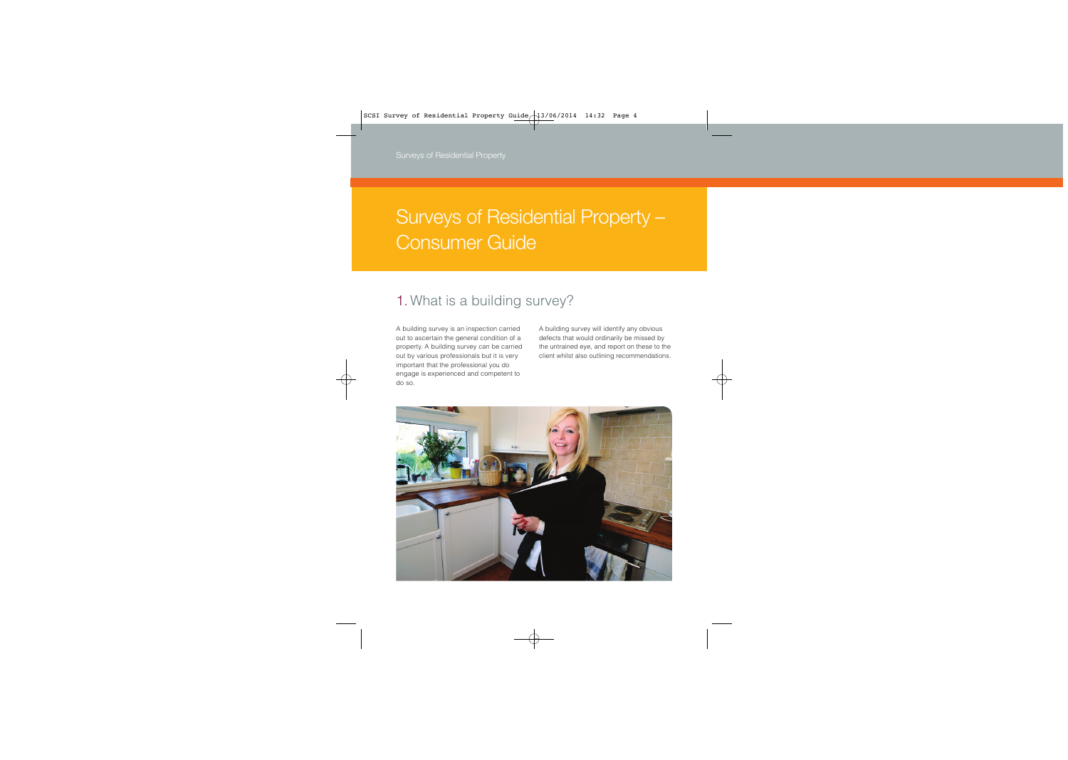# Surveys of Residential Property – Consumer Guide

## 1. What is a building survey?

A building survey is an inspection carried out to ascertain the general condition of a property. A building survey can be carried out by various professionals but it is very important that the professional you do engage is experienced and competent to do so.

A building survey will identify any obvious defects that would ordinarily be missed by the untrained eye, and report on these to the client whilst also outlining recommendations.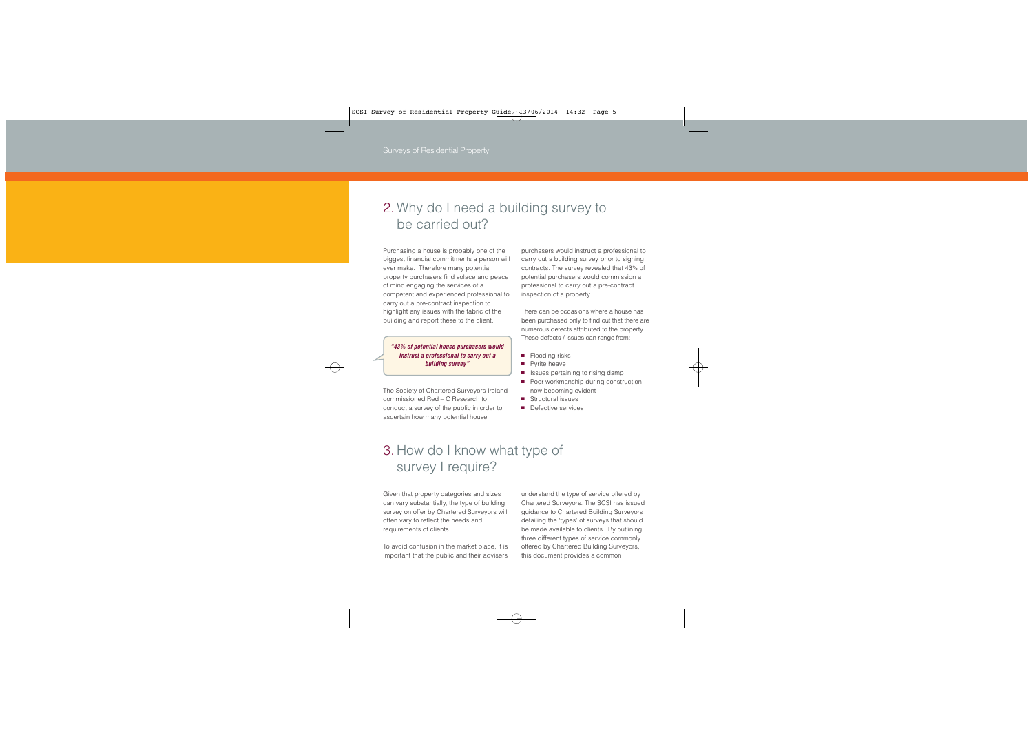## 2. Why do I need a building survey to be carried out?

Purchasing a house is probably one of the biggest financial commitments a person will ever make. Therefore many potential property purchasers find solace and peace of mind engaging the services of a competent and experienced professional to carry out a pre-contract inspection to highlight any issues with the fabric of the building and report these to the client.

> *"43% of potential house purchasers would instruct a professional to carry out a building survey"*

The Society of Chartered Surveyors Ireland commissioned Red – C Research to conduct a survey of the public in order to ascertain how many potential house purchasers would instruct a professional to carry out a building survey prior to signing contracts. The survey revealed that 43% of potential purchasers would commission a professional to carry out a pre-contract inspection of a property.

There can be occasions where a house has been purchased only to find out that there are numerous defects attributed to the property. These defects / issues can range from;

- Flooding risks
- Pyrite heave
- Issues pertaining to rising damp
- Poor workmanship during construction now becoming evident
- Structural issues
- Defective services

## 3. How do I know what type of survey I require?

Given that property categories and sizes can vary substantially, the type of building survey on offer by Chartered Surveyors will often vary to reflect the needs and requirements of clients.

To avoid confusion in the market place, it is important that the public and their advisers understand the type of service offered by Chartered Surveyors. The SCSI has issued guidance to Chartered Building Surveyors detailing the 'types' of surveys that should be made available to clients. By outlining three different types of service commonly offered by Chartered Building Surveyors, this document provides a common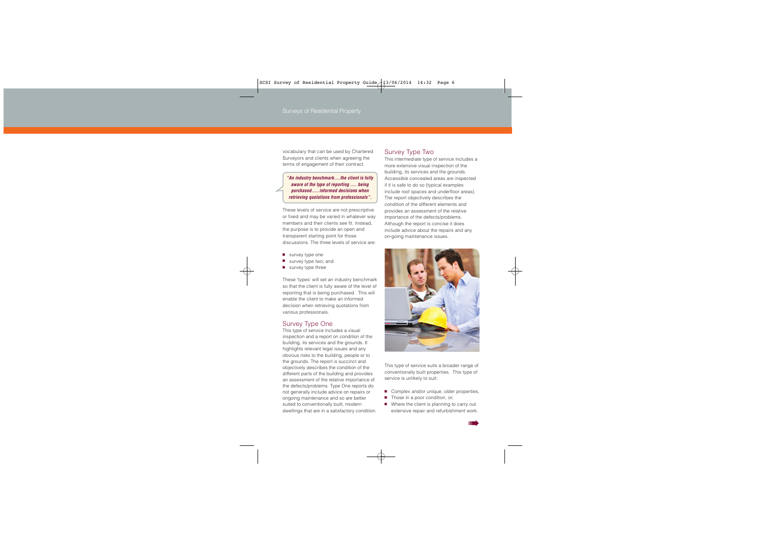vocabulary that can be used by Chartered Surveyors and clients when agreeing the terms of engagement of their contract.

> ***"An industry benchmark.....the client is fully aware of the type of reporting .... being purchased......informed decisions when retrieving quotations from professionals".***

These levels of service are not prescriptive or fixed and may be varied in whatever way members and their clients see fit. Instead, the purpose is to provide an open and transparent starting point for those discussions. The three levels of service are:

- survey type one
- survey type two; and
- survey type three

These 'types' will set an industry benchmark so that the client is fully aware of the level of reporting that is being purchased. This will enable the client to make an informed decision when retrieving quotations from various professionals.

## Survey Type One

This type of service includes a visual inspection and a report on condition of the building, its services and the grounds. It highlights relevant legal issues and any obvious risks to the building, people or to the grounds. The report is succinct and objectively describes the condition of the different parts of the building and provides an assessment of the relative importance of the defects/problems. Type One reports do not generally include advice on repairs or ongoing maintenance and so are better suited to conventionally built, modern dwellings that are in a satisfactory condition.

## Survey Type Two

This intermediate type of service includes a more extensive visual inspection of the building, its services and the grounds. Accessible concealed areas are inspected if it is safe to do so (typical examples include roof spaces and underfloor areas). The report objectively describes the condition of the different elements and provides an assessment of the relative importance of the defects/problems. Although the report is concise it does include advice about the repairs and any on-going maintenance issues.

This type of service suits a broader range of conventionally built properties. This type of service is unlikely to suit:

- Complex and/or unique, older properties,
- Those in a poor condition, or;
- Where the client is planning to carry out extensive repair and refurbishment work.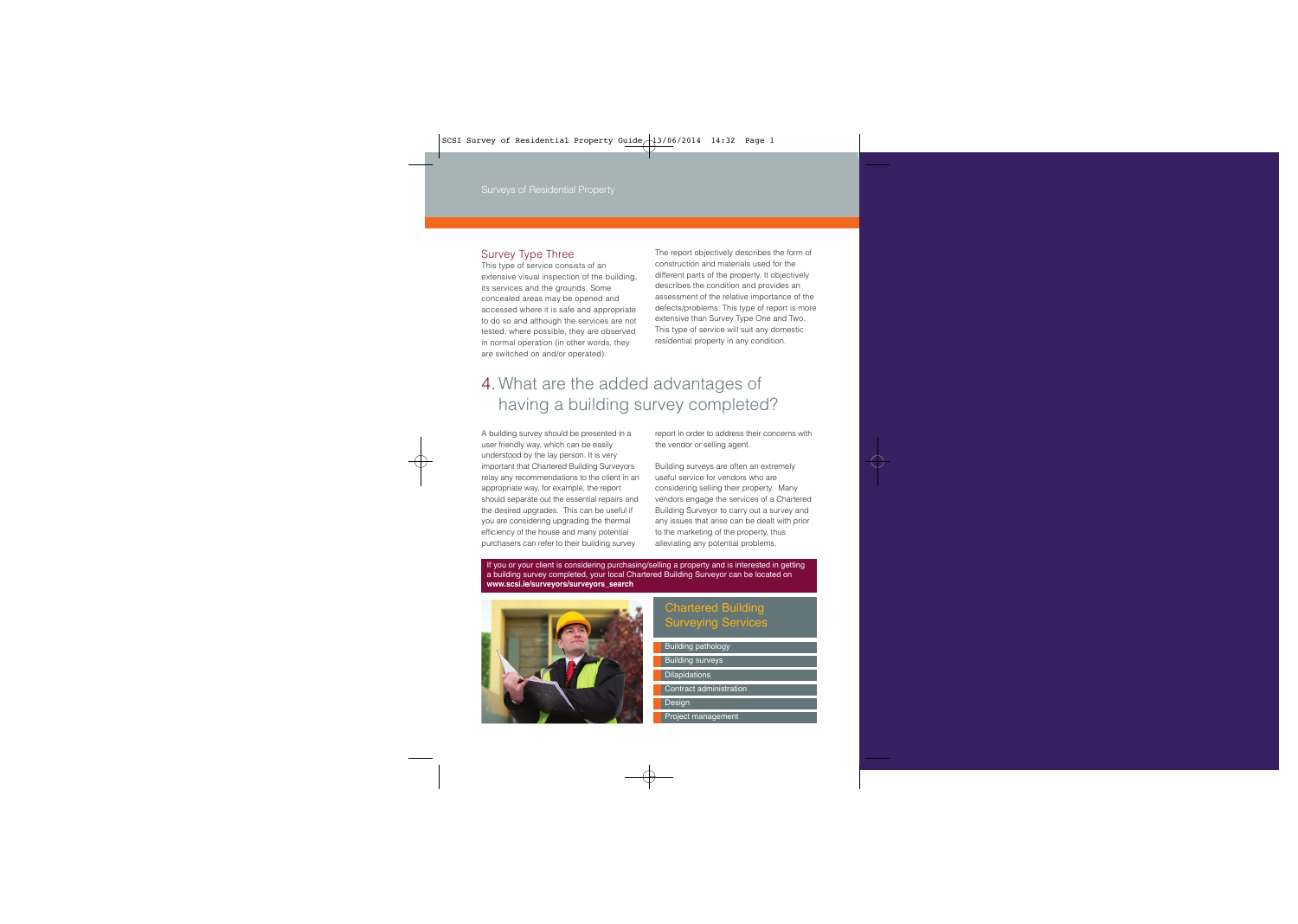## Survey Type Three

This type of service consists of an extensive visual inspection of the building, its services and the grounds. Some concealed areas may be opened and accessed where it is safe and appropriate to do so and although the services are not tested, where possible, they are observed in normal operation (in other words, they are switched on and/or operated).

The report objectively describes the form of construction and materials used for the different parts of the property. It objectively describes the condition and provides an assessment of the relative importance of the defects/problems. This type of report is more extensive than Survey Type One and Two. This type of service will suit any domestic residential property in any condition.

# 4. What are the added advantages of having a building survey completed?

A building survey should be presented in a user friendly way, which can be easily understood by the lay person. It is very important that Chartered Building Surveyors relay any recommendations to the client in an appropriate way, for example, the report should separate out the essential repairs and the desired upgrades. This can be useful if you are considering upgrading the thermal efficiency of the house and many potential purchasers can refer to their building survey report in order to address their concerns with the vendor or selling agent.

Building surveys are often an extremely useful service for vendors who are considering selling their property. Many vendors engage the services of a Chartered Building Surveyor to carry out a survey and any issues that arise can be dealt with prior to the marketing of the property, thus alleviating any potential problems.

If you or your client is considering purchasing/selling a property and is interested in getting a building survey completed, your local Chartered Building Surveyor can be located on **www.scsi.ie/surveyors/surveyors_search**

## Chartered Building Surveying Services

- Building pathology
- Building surveys
- Dilapidations
- Contract administration
- Design
- Project management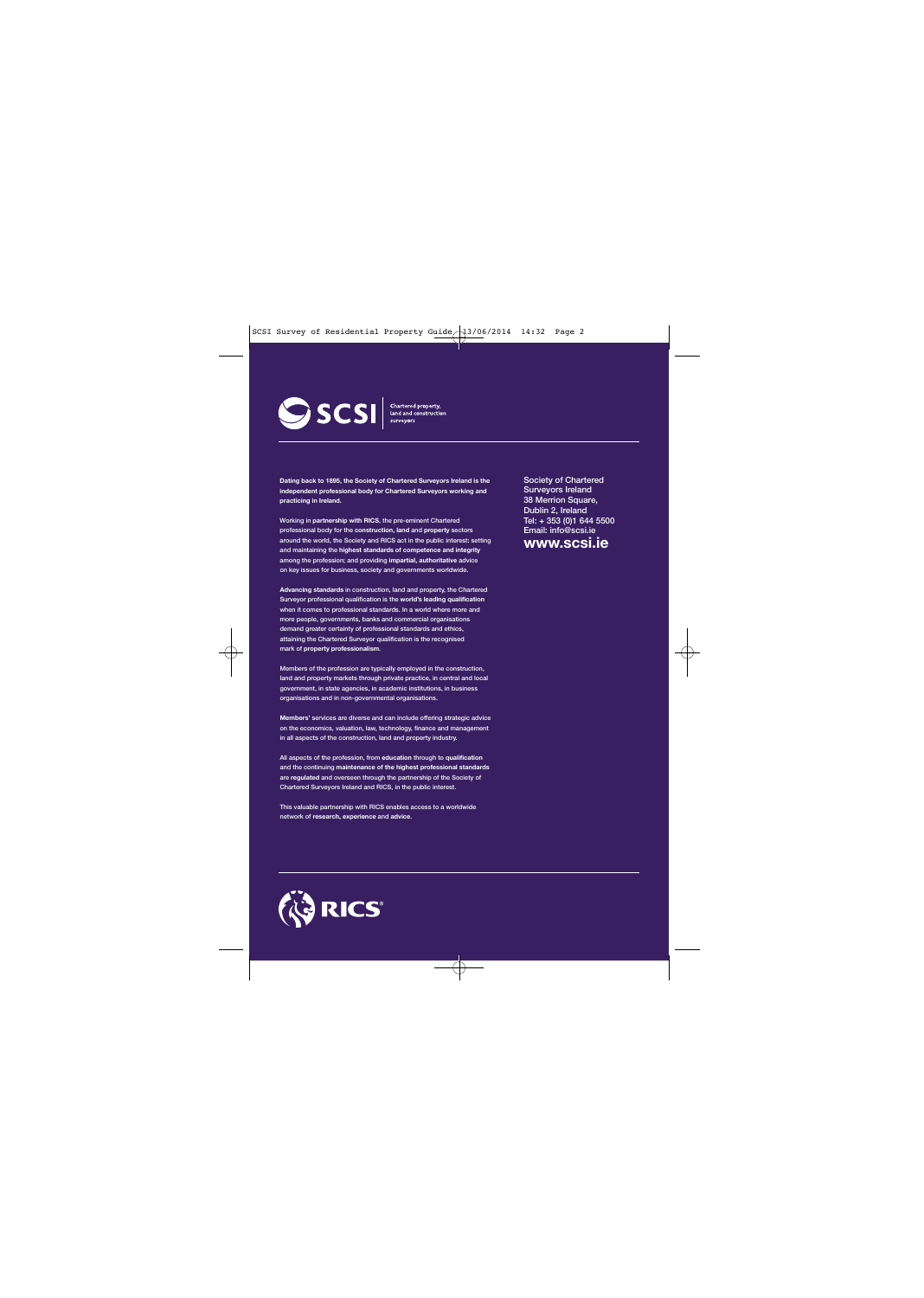SCSI

Chartered property, land and construction surveyors

**Dating back to 1895, the Society of Chartered Surveyors Ireland is the independent professional body for Chartered Surveyors working and practicing in Ireland.**

Working in **partnership with RICS**, the pre-eminent Chartered professional body for the **construction, land** and **property** sectors around the world, the Society and RICS act in the public interest: setting and maintaining the **highest standards of competence and integrity** among the profession; and providing **impartial, authoritative** advice on key issues for business, society and governments worldwide.

**Advancing standards** in construction, land and property, the Chartered Surveyor professional qualification is the **world's leading qualification** when it comes to professional standards. In a world where more and more people, governments, banks and commercial organisations demand greater certainty of professional standards and ethics, attaining the Chartered Surveyor qualification is the recognised mark of **property professionalism.**

Members of the profession are typically employed in the construction, land and property markets through private practice, in central and local government, in state agencies, in academic institutions, in business organisations and in non-governmental organisations.

**Members'** services are diverse and can include offering strategic advice on the economics, valuation, law, technology, finance and management in all aspects of the construction, land and property industry.

All aspects of the profession, from **education** through to **qualification** and the continuing **maintenance of the highest professional standards** are **regulated** and overseen through the partnership of the Society of Chartered Surveyors Ireland and RICS, in the public interest.

This valuable partnership with RICS enables access to a worldwide network of **research, experience** and **advice.**

Society of Chartered Surveyors Ireland
38 Merrion Square,
Dublin 2, Ireland
Tel: + 353 (0)1 644 5500
Email: info@scsi.ie

**www.scsi.ie**

RICS®